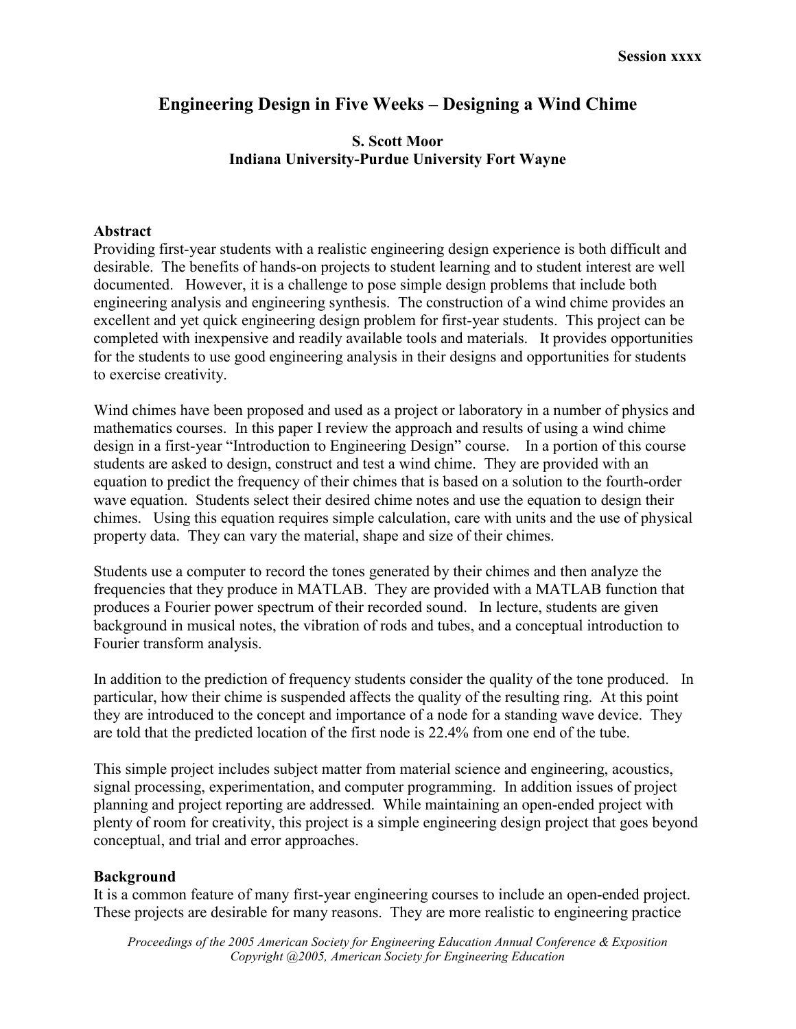# Engineering Design in Five Weeks – Designing a Wind Chime

**S. Scott Moor**
**Indiana University-Purdue University Fort Wayne**

## Abstract

Providing first-year students with a realistic engineering design experience is both difficult and desirable. The benefits of hands-on projects to student learning and to student interest are well documented. However, it is a challenge to pose simple design problems that include both engineering analysis and engineering synthesis. The construction of a wind chime provides an excellent and yet quick engineering design problem for first-year students. This project can be completed with inexpensive and readily available tools and materials. It provides opportunities for the students to use good engineering analysis in their designs and opportunities for students to exercise creativity.

Wind chimes have been proposed and used as a project or laboratory in a number of physics and mathematics courses. In this paper I review the approach and results of using a wind chime design in a first-year "Introduction to Engineering Design" course. In a portion of this course students are asked to design, construct and test a wind chime. They are provided with an equation to predict the frequency of their chimes that is based on a solution to the fourth-order wave equation. Students select their desired chime notes and use the equation to design their chimes. Using this equation requires simple calculation, care with units and the use of physical property data. They can vary the material, shape and size of their chimes.

Students use a computer to record the tones generated by their chimes and then analyze the frequencies that they produce in MATLAB. They are provided with a MATLAB function that produces a Fourier power spectrum of their recorded sound. In lecture, students are given background in musical notes, the vibration of rods and tubes, and a conceptual introduction to Fourier transform analysis.

In addition to the prediction of frequency students consider the quality of the tone produced. In particular, how their chime is suspended affects the quality of the resulting ring. At this point they are introduced to the concept and importance of a node for a standing wave device. They are told that the predicted location of the first node is 22.4% from one end of the tube.

This simple project includes subject matter from material science and engineering, acoustics, signal processing, experimentation, and computer programming. In addition issues of project planning and project reporting are addressed. While maintaining an open-ended project with plenty of room for creativity, this project is a simple engineering design project that goes beyond conceptual, and trial and error approaches.

## Background

It is a common feature of many first-year engineering courses to include an open-ended project. These projects are desirable for many reasons. They are more realistic to engineering practice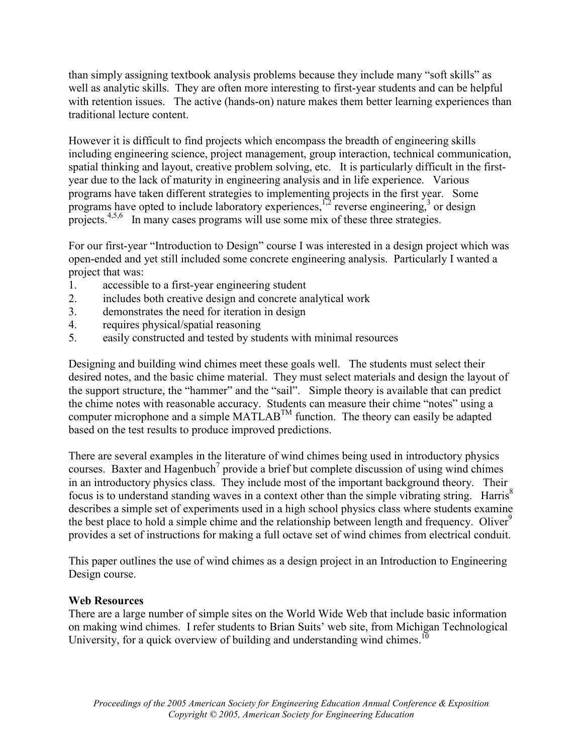than simply assigning textbook analysis problems because they include many "soft skills" as well as analytic skills. They are often more interesting to first-year students and can be helpful with retention issues. The active (hands-on) nature makes them better learning experiences than traditional lecture content.

However it is difficult to find projects which encompass the breadth of engineering skills including engineering science, project management, group interaction, technical communication, spatial thinking and layout, creative problem solving, etc. It is particularly difficult in the first-year due to the lack of maturity in engineering analysis and in life experience. Various programs have taken different strategies to implementing projects in the first year. Some programs have opted to include laboratory experiences,[1,2] reverse engineering,[3] or design projects.[4,5,6] In many cases programs will use some mix of these three strategies.

For our first-year "Introduction to Design" course I was interested in a design project which was open-ended and yet still included some concrete engineering analysis. Particularly I wanted a project that was:

1. accessible to a first-year engineering student
2. includes both creative design and concrete analytical work
3. demonstrates the need for iteration in design
4. requires physical/spatial reasoning
5. easily constructed and tested by students with minimal resources

Designing and building wind chimes meet these goals well. The students must select their desired notes, and the basic chime material. They must select materials and design the layout of the support structure, the "hammer" and the "sail". Simple theory is available that can predict the chime notes with reasonable accuracy. Students can measure their chime "notes" using a computer microphone and a simple MATLAB™ function. The theory can easily be adapted based on the test results to produce improved predictions.

There are several examples in the literature of wind chimes being used in introductory physics courses. Baxter and Hagenbuch[7] provide a brief but complete discussion of using wind chimes in an introductory physics class. They include most of the important background theory. Their focus is to understand standing waves in a context other than the simple vibrating string. Harris[8] describes a simple set of experiments used in a high school physics class where students examine the best place to hold a simple chime and the relationship between length and frequency. Oliver[9] provides a set of instructions for making a full octave set of wind chimes from electrical conduit.

This paper outlines the use of wind chimes as a design project in an Introduction to Engineering Design course.

**Web Resources**

There are a large number of simple sites on the World Wide Web that include basic information on making wind chimes. I refer students to Brian Suits' web site, from Michigan Technological University, for a quick overview of building and understanding wind chimes.[10]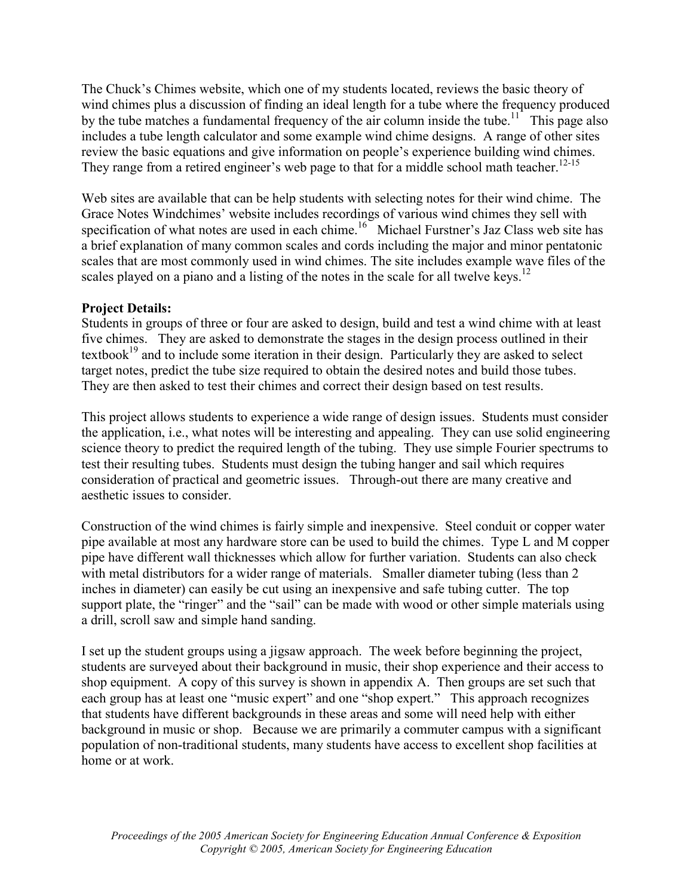The Chuck's Chimes website, which one of my students located, reviews the basic theory of wind chimes plus a discussion of finding an ideal length for a tube where the frequency produced by the tube matches a fundamental frequency of the air column inside the tube.[11] This page also includes a tube length calculator and some example wind chime designs. A range of other sites review the basic equations and give information on people's experience building wind chimes. They range from a retired engineer's web page to that for a middle school math teacher.[12-15]

Web sites are available that can be help students with selecting notes for their wind chime. The Grace Notes Windchimes' website includes recordings of various wind chimes they sell with specification of what notes are used in each chime.[16] Michael Furstner's Jaz Class web site has a brief explanation of many common scales and cords including the major and minor pentatonic scales that are most commonly used in wind chimes. The site includes example wave files of the scales played on a piano and a listing of the notes in the scale for all twelve keys.[12]

**Project Details:**

Students in groups of three or four are asked to design, build and test a wind chime with at least five chimes. They are asked to demonstrate the stages in the design process outlined in their textbook[19] and to include some iteration in their design. Particularly they are asked to select target notes, predict the tube size required to obtain the desired notes and build those tubes. They are then asked to test their chimes and correct their design based on test results.

This project allows students to experience a wide range of design issues. Students must consider the application, i.e., what notes will be interesting and appealing. They can use solid engineering science theory to predict the required length of the tubing. They use simple Fourier spectrums to test their resulting tubes. Students must design the tubing hanger and sail which requires consideration of practical and geometric issues. Through-out there are many creative and aesthetic issues to consider.

Construction of the wind chimes is fairly simple and inexpensive. Steel conduit or copper water pipe available at most any hardware store can be used to build the chimes. Type L and M copper pipe have different wall thicknesses which allow for further variation. Students can also check with metal distributors for a wider range of materials. Smaller diameter tubing (less than 2 inches in diameter) can easily be cut using an inexpensive and safe tubing cutter. The top support plate, the "ringer" and the "sail" can be made with wood or other simple materials using a drill, scroll saw and simple hand sanding.

I set up the student groups using a jigsaw approach. The week before beginning the project, students are surveyed about their background in music, their shop experience and their access to shop equipment. A copy of this survey is shown in appendix A. Then groups are set such that each group has at least one "music expert" and one "shop expert." This approach recognizes that students have different backgrounds in these areas and some will need help with either background in music or shop. Because we are primarily a commuter campus with a significant population of non-traditional students, many students have access to excellent shop facilities at home or at work.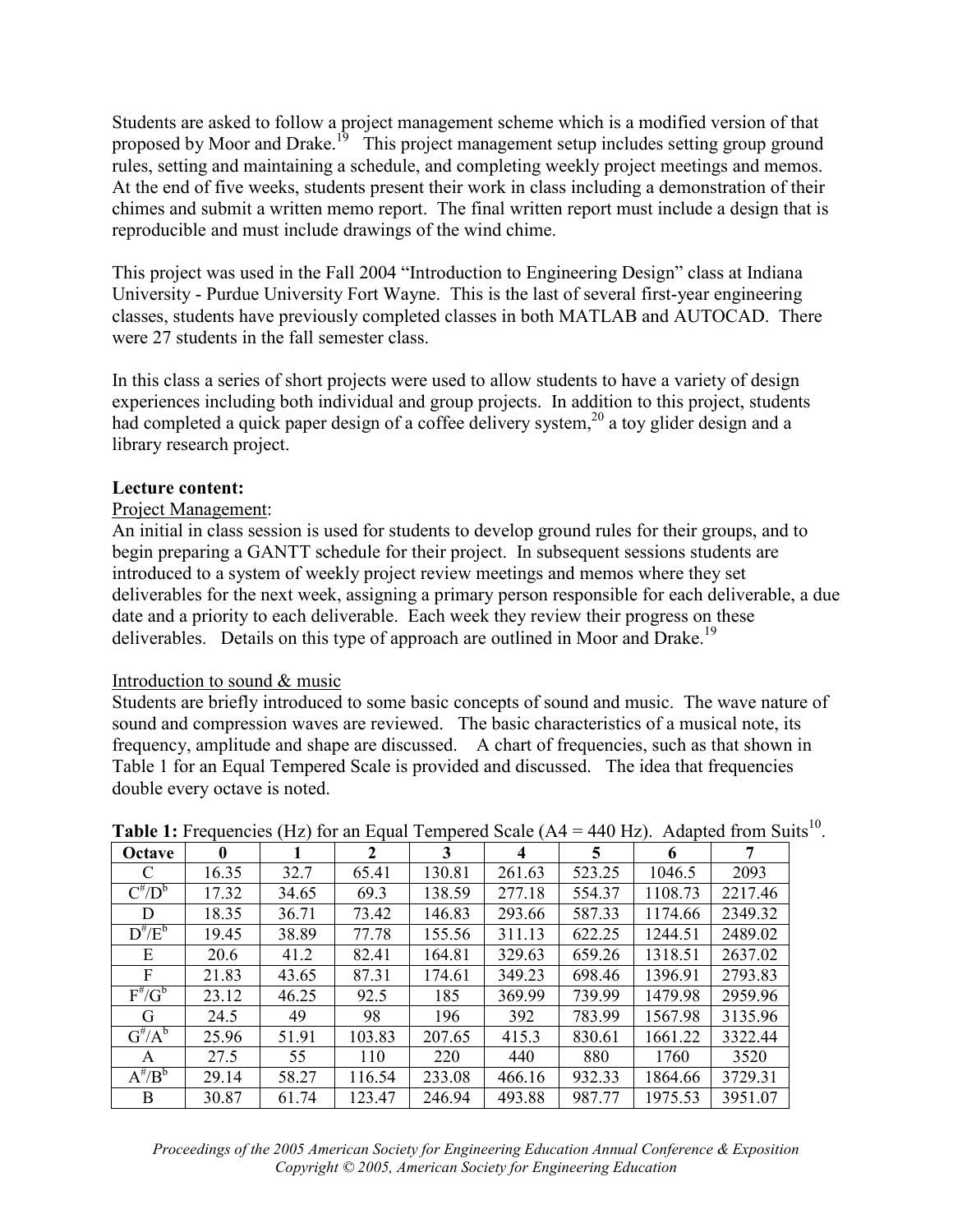Students are asked to follow a project management scheme which is a modified version of that proposed by Moor and Drake.[19] This project management setup includes setting group ground rules, setting and maintaining a schedule, and completing weekly project meetings and memos. At the end of five weeks, students present their work in class including a demonstration of their chimes and submit a written memo report. The final written report must include a design that is reproducible and must include drawings of the wind chime.

This project was used in the Fall 2004 "Introduction to Engineering Design" class at Indiana University - Purdue University Fort Wayne. This is the last of several first-year engineering classes, students have previously completed classes in both MATLAB and AUTOCAD. There were 27 students in the fall semester class.

In this class a series of short projects were used to allow students to have a variety of design experiences including both individual and group projects. In addition to this project, students had completed a quick paper design of a coffee delivery system,[20] a toy glider design and a library research project.

**Lecture content:**

Project Management:

An initial in class session is used for students to develop ground rules for their groups, and to begin preparing a GANTT schedule for their project. In subsequent sessions students are introduced to a system of weekly project review meetings and memos where they set deliverables for the next week, assigning a primary person responsible for each deliverable, a due date and a priority to each deliverable. Each week they review their progress on these deliverables. Details on this type of approach are outlined in Moor and Drake.[19]

Introduction to sound & music

Students are briefly introduced to some basic concepts of sound and music. The wave nature of sound and compression waves are reviewed. The basic characteristics of a musical note, its frequency, amplitude and shape are discussed. A chart of frequencies, such as that shown in Table 1 for an Equal Tempered Scale is provided and discussed. The idea that frequencies double every octave is noted.

**Table 1:** Frequencies (Hz) for an Equal Tempered Scale (A4 = 440 Hz). Adapted from Suits[10].

| Octave | 0 | 1 | 2 | 3 | 4 | 5 | 6 | 7 |
|---|---|---|---|---|---|---|---|---|
| C | 16.35 | 32.7 | 65.41 | 130.81 | 261.63 | 523.25 | 1046.5 | 2093 |
| $C^{\#}/D^{b}$ | 17.32 | 34.65 | 69.3 | 138.59 | 277.18 | 554.37 | 1108.73 | 2217.46 |
| D | 18.35 | 36.71 | 73.42 | 146.83 | 293.66 | 587.33 | 1174.66 | 2349.32 |
| $D^{\#}/E^{b}$ | 19.45 | 38.89 | 77.78 | 155.56 | 311.13 | 622.25 | 1244.51 | 2489.02 |
| E | 20.6 | 41.2 | 82.41 | 164.81 | 329.63 | 659.26 | 1318.51 | 2637.02 |
| F | 21.83 | 43.65 | 87.31 | 174.61 | 349.23 | 698.46 | 1396.91 | 2793.83 |
| $F^{\#}/G^{b}$ | 23.12 | 46.25 | 92.5 | 185 | 369.99 | 739.99 | 1479.98 | 2959.96 |
| G | 24.5 | 49 | 98 | 196 | 392 | 783.99 | 1567.98 | 3135.96 |
| $G^{\#}/A^{b}$ | 25.96 | 51.91 | 103.83 | 207.65 | 415.3 | 830.61 | 1661.22 | 3322.44 |
| A | 27.5 | 55 | 110 | 220 | 440 | 880 | 1760 | 3520 |
| $A^{\#}/B^{b}$ | 29.14 | 58.27 | 116.54 | 233.08 | 466.16 | 932.33 | 1864.66 | 3729.31 |
| B | 30.87 | 61.74 | 123.47 | 246.94 | 493.88 | 987.77 | 1975.53 | 3951.07 |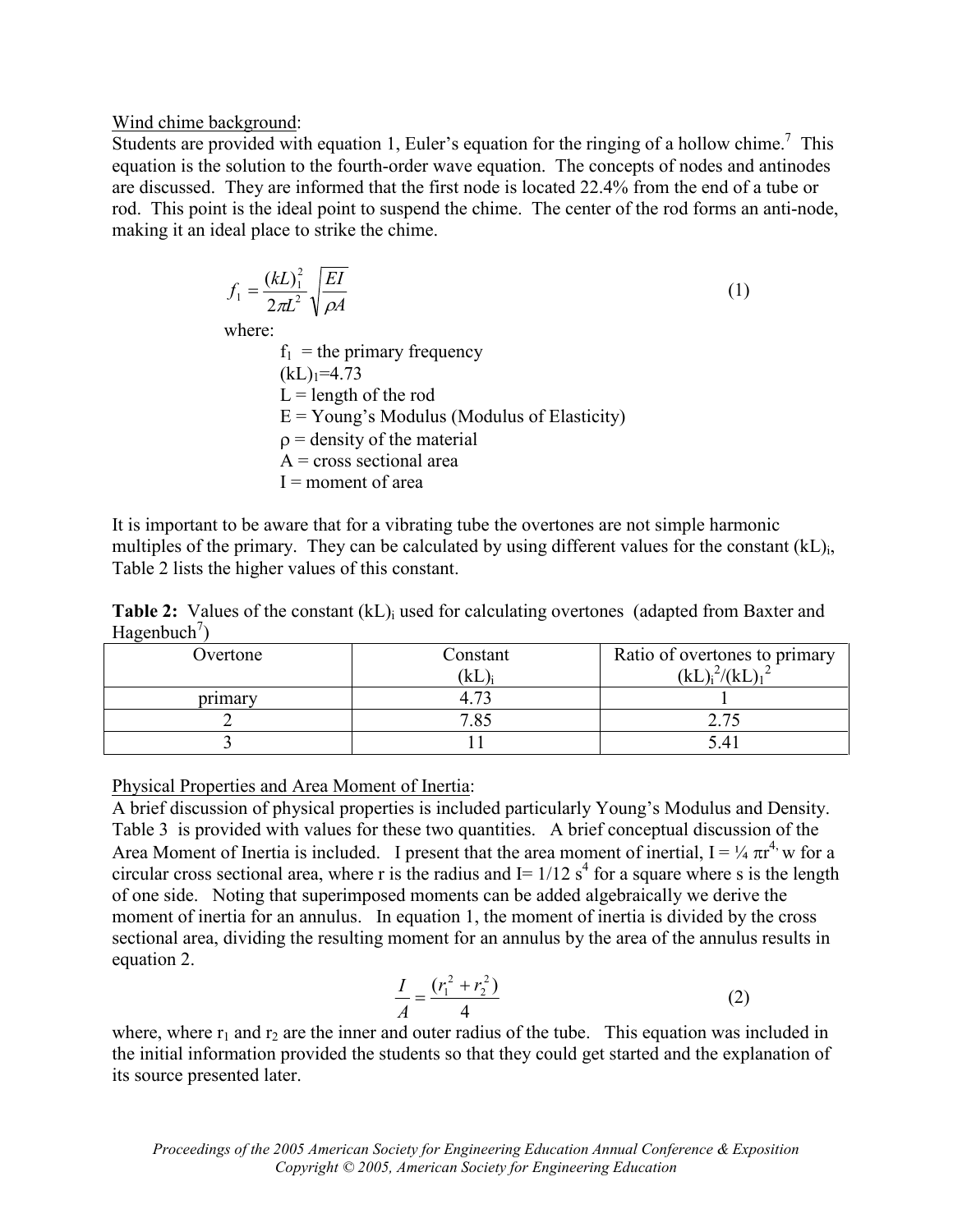Wind chime background:

Students are provided with equation 1, Euler's equation for the ringing of a hollow chime.[7] This equation is the solution to the fourth-order wave equation. The concepts of nodes and antinodes are discussed. They are informed that the first node is located 22.4% from the end of a tube or rod. This point is the ideal point to suspend the chime. The center of the rod forms an anti-node, making it an ideal place to strike the chime.

$$f_1 = \frac{(kL)_1^2}{2\pi L^2}\sqrt{\frac{EI}{\rho A}} \tag{1}$$

where:

- $f_1$ = the primary frequency
- $(kL)_1$=4.73
- L = length of the rod
- E = Young's Modulus (Modulus of Elasticity)
- $\rho$ = density of the material
- A = cross sectional area
- I = moment of area

It is important to be aware that for a vibrating tube the overtones are not simple harmonic multiples of the primary. They can be calculated by using different values for the constant $(kL)_i$, Table 2 lists the higher values of this constant.

**Table 2:** Values of the constant $(kL)_i$ used for calculating overtones (adapted from Baxter and Hagenbuch[7])

| Overtone | Constant $(kL)_i$ | Ratio of overtones to primary $(kL)_i^2/(kL)_1^2$ |
|---|---|---|
| primary | 4.73 | 1 |
| 2 | 7.85 | 2.75 |
| 3 | 11 | 5.41 |

Physical Properties and Area Moment of Inertia:

A brief discussion of physical properties is included particularly Young's Modulus and Density. Table 3 is provided with values for these two quantities. A brief conceptual discussion of the Area Moment of Inertia is included. I present that the area moment of inertial, $I = \frac{1}{4}\pi r^4$, w for a circular cross sectional area, where r is the radius and $I = 1/12\, s^4$ for a square where s is the length of one side. Noting that superimposed moments can be added algebraically we derive the moment of inertia for an annulus. In equation 1, the moment of inertia is divided by the cross sectional area, dividing the resulting moment for an annulus by the area of the annulus results in equation 2.

$$\frac{I}{A} = \frac{(r_1^2 + r_2^2)}{4} \tag{2}$$

where, where $r_1$ and $r_2$ are the inner and outer radius of the tube. This equation was included in the initial information provided the students so that they could get started and the explanation of its source presented later.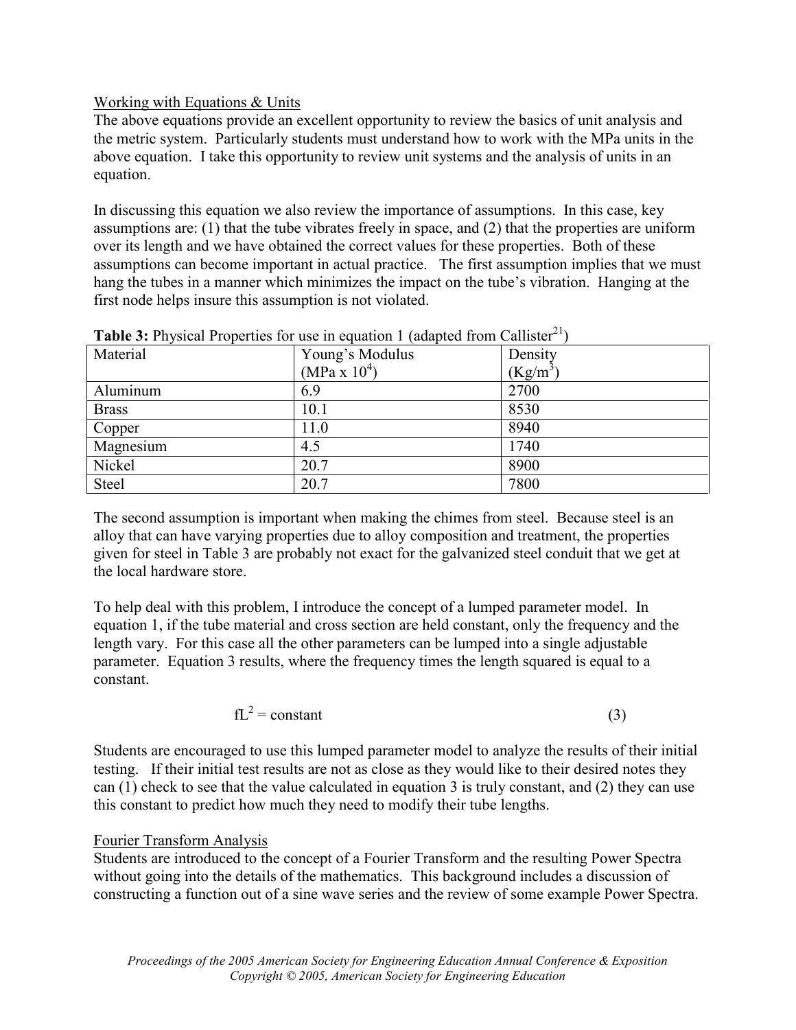Working with Equations & Units

The above equations provide an excellent opportunity to review the basics of unit analysis and the metric system. Particularly students must understand how to work with the MPa units in the above equation. I take this opportunity to review unit systems and the analysis of units in an equation.

In discussing this equation we also review the importance of assumptions. In this case, key assumptions are: (1) that the tube vibrates freely in space, and (2) that the properties are uniform over its length and we have obtained the correct values for these properties. Both of these assumptions can become important in actual practice. The first assumption implies that we must hang the tubes in a manner which minimizes the impact on the tube's vibration. Hanging at the first node helps insure this assumption is not violated.

**Table 3:** Physical Properties for use in equation 1 (adapted from Callister[21])

| Material | Young's Modulus (MPa x $10^4$) | Density ($Kg/m^3$) |
|---|---|---|
| Aluminum | 6.9 | 2700 |
| Brass | 10.1 | 8530 |
| Copper | 11.0 | 8940 |
| Magnesium | 4.5 | 1740 |
| Nickel | 20.7 | 8900 |
| Steel | 20.7 | 7800 |

The second assumption is important when making the chimes from steel. Because steel is an alloy that can have varying properties due to alloy composition and treatment, the properties given for steel in Table 3 are probably not exact for the galvanized steel conduit that we get at the local hardware store.

To help deal with this problem, I introduce the concept of a lumped parameter model. In equation 1, if the tube material and cross section are held constant, only the frequency and the length vary. For this case all the other parameters can be lumped into a single adjustable parameter. Equation 3 results, where the frequency times the length squared is equal to a constant.

$$fL^2 = \text{constant} \tag{3}$$

Students are encouraged to use this lumped parameter model to analyze the results of their initial testing. If their initial test results are not as close as they would like to their desired notes they can (1) check to see that the value calculated in equation 3 is truly constant, and (2) they can use this constant to predict how much they need to modify their tube lengths.

Fourier Transform Analysis

Students are introduced to the concept of a Fourier Transform and the resulting Power Spectra without going into the details of the mathematics. This background includes a discussion of constructing a function out of a sine wave series and the review of some example Power Spectra.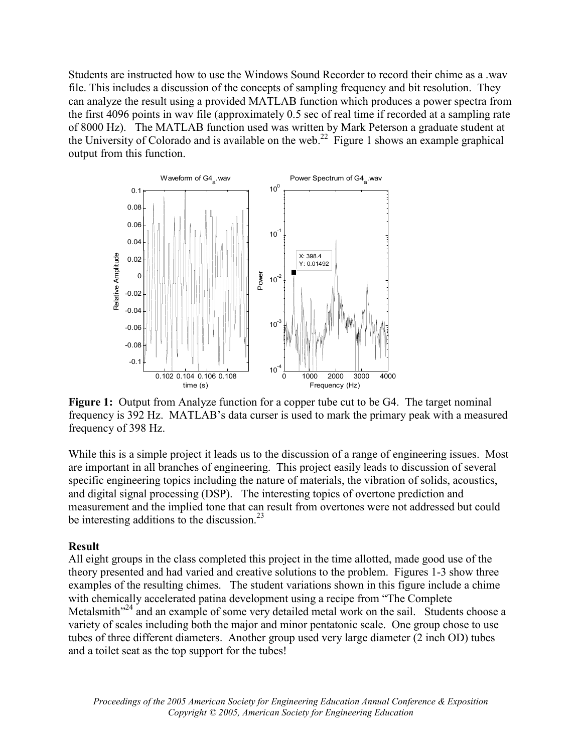Students are instructed how to use the Windows Sound Recorder to record their chime as a .wav file. This includes a discussion of the concepts of sampling frequency and bit resolution. They can analyze the result using a provided MATLAB function which produces a power spectra from the first 4096 points in wav file (approximately 0.5 sec of real time if recorded at a sampling rate of 8000 Hz). The MATLAB function used was written by Mark Peterson a graduate student at the University of Colorado and is available on the web.[22] Figure 1 shows an example graphical output from this function.

**Figure 1:** Output from Analyze function for a copper tube cut to be G4. The target nominal frequency is 392 Hz. MATLAB's data curser is used to mark the primary peak with a measured frequency of 398 Hz.

While this is a simple project it leads us to the discussion of a range of engineering issues. Most are important in all branches of engineering. This project easily leads to discussion of several specific engineering topics including the nature of materials, the vibration of solids, acoustics, and digital signal processing (DSP). The interesting topics of overtone prediction and measurement and the implied tone that can result from overtones were not addressed but could be interesting additions to the discussion.[23]

## Result

All eight groups in the class completed this project in the time allotted, made good use of the theory presented and had varied and creative solutions to the problem. Figures 1-3 show three examples of the resulting chimes. The student variations shown in this figure include a chime with chemically accelerated patina development using a recipe from "The Complete Metalsmith"[24] and an example of some very detailed metal work on the sail. Students choose a variety of scales including both the major and minor pentatonic scale. One group chose to use tubes of three different diameters. Another group used very large diameter (2 inch OD) tubes and a toilet seat as the top support for the tubes!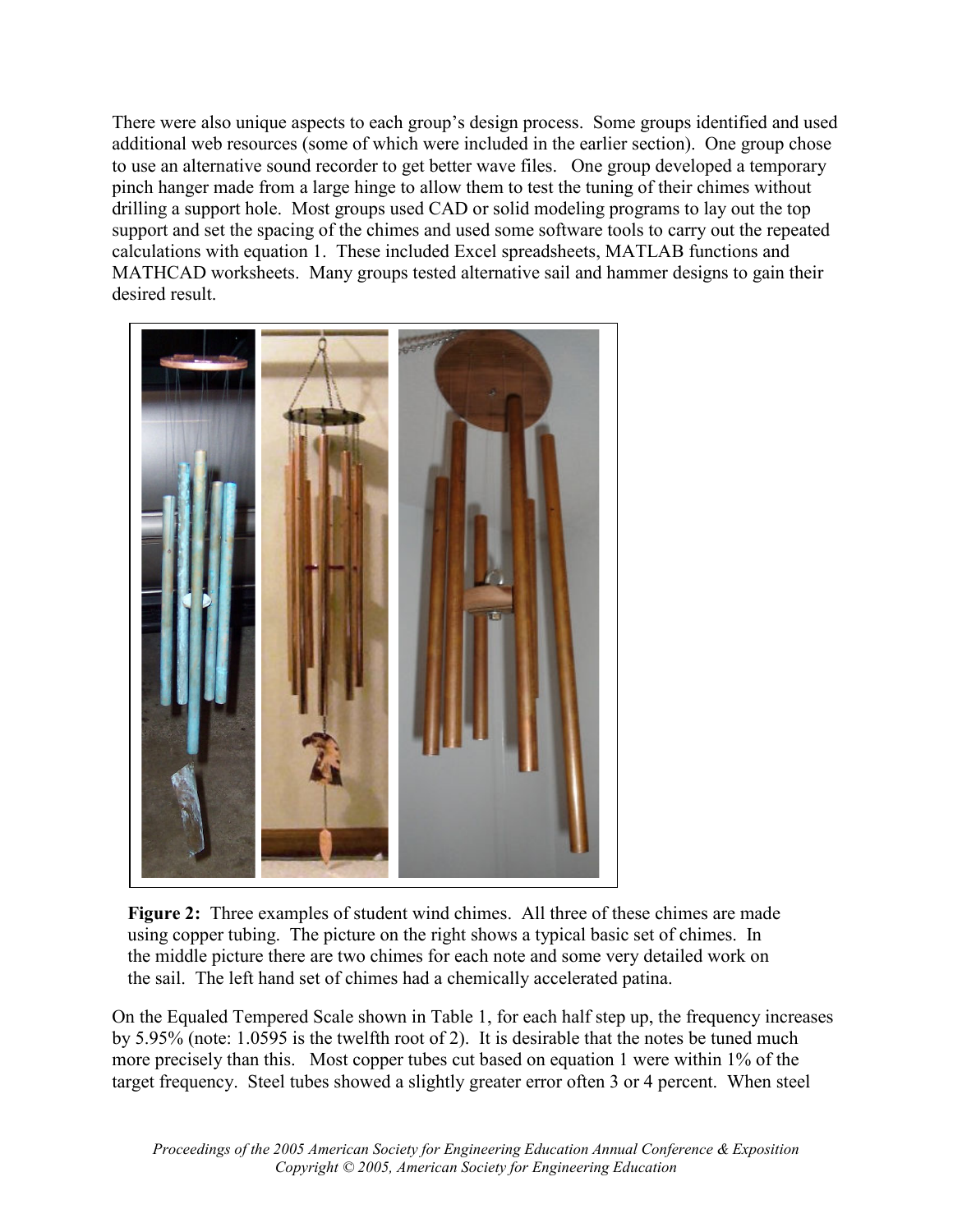There were also unique aspects to each group's design process. Some groups identified and used additional web resources (some of which were included in the earlier section). One group chose to use an alternative sound recorder to get better wave files. One group developed a temporary pinch hanger made from a large hinge to allow them to test the tuning of their chimes without drilling a support hole. Most groups used CAD or solid modeling programs to lay out the top support and set the spacing of the chimes and used some software tools to carry out the repeated calculations with equation 1. These included Excel spreadsheets, MATLAB functions and MATHCAD worksheets. Many groups tested alternative sail and hammer designs to gain their desired result.

**Figure 2:** Three examples of student wind chimes. All three of these chimes are made using copper tubing. The picture on the right shows a typical basic set of chimes. In the middle picture there are two chimes for each note and some very detailed work on the sail. The left hand set of chimes had a chemically accelerated patina.

On the Equaled Tempered Scale shown in Table 1, for each half step up, the frequency increases by 5.95% (note: 1.0595 is the twelfth root of 2). It is desirable that the notes be tuned much more precisely than this. Most copper tubes cut based on equation 1 were within 1% of the target frequency. Steel tubes showed a slightly greater error often 3 or 4 percent. When steel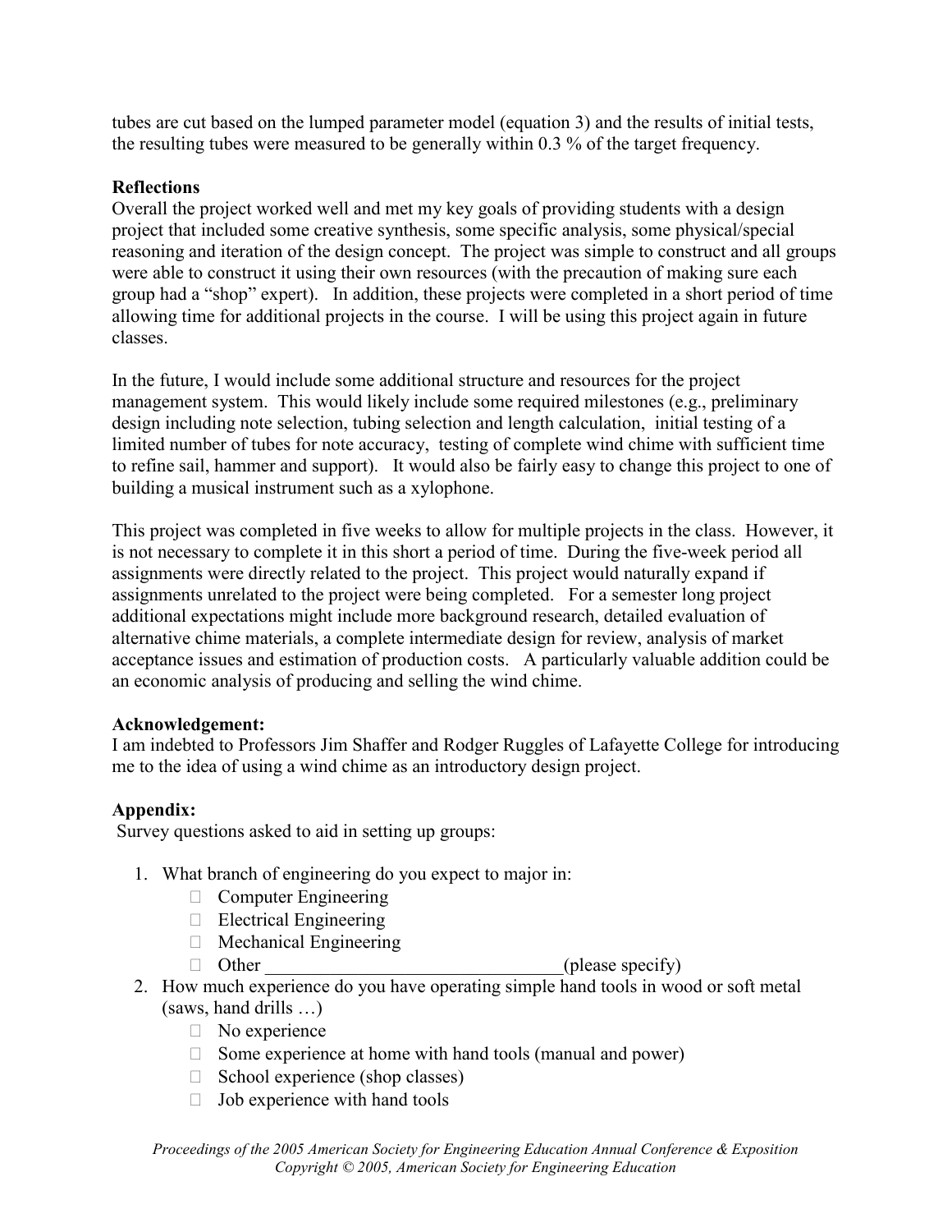tubes are cut based on the lumped parameter model (equation 3) and the results of initial tests, the resulting tubes were measured to be generally within 0.3 % of the target frequency.

**Reflections**

Overall the project worked well and met my key goals of providing students with a design project that included some creative synthesis, some specific analysis, some physical/special reasoning and iteration of the design concept. The project was simple to construct and all groups were able to construct it using their own resources (with the precaution of making sure each group had a "shop" expert). In addition, these projects were completed in a short period of time allowing time for additional projects in the course. I will be using this project again in future classes.

In the future, I would include some additional structure and resources for the project management system. This would likely include some required milestones (e.g., preliminary design including note selection, tubing selection and length calculation, initial testing of a limited number of tubes for note accuracy, testing of complete wind chime with sufficient time to refine sail, hammer and support). It would also be fairly easy to change this project to one of building a musical instrument such as a xylophone.

This project was completed in five weeks to allow for multiple projects in the class. However, it is not necessary to complete it in this short a period of time. During the five-week period all assignments were directly related to the project. This project would naturally expand if assignments unrelated to the project were being completed. For a semester long project additional expectations might include more background research, detailed evaluation of alternative chime materials, a complete intermediate design for review, analysis of market acceptance issues and estimation of production costs. A particularly valuable addition could be an economic analysis of producing and selling the wind chime.

**Acknowledgement:**

I am indebted to Professors Jim Shaffer and Rodger Ruggles of Lafayette College for introducing me to the idea of using a wind chime as an introductory design project.

**Appendix:**

Survey questions asked to aid in setting up groups:

1. What branch of engineering do you expect to major in:
   - Computer Engineering
   - Electrical Engineering
   - Mechanical Engineering
   - Other ________________________________(please specify)
2. How much experience do you have operating simple hand tools in wood or soft metal (saws, hand drills …)
   - No experience
   - Some experience at home with hand tools (manual and power)
   - School experience (shop classes)
   - Job experience with hand tools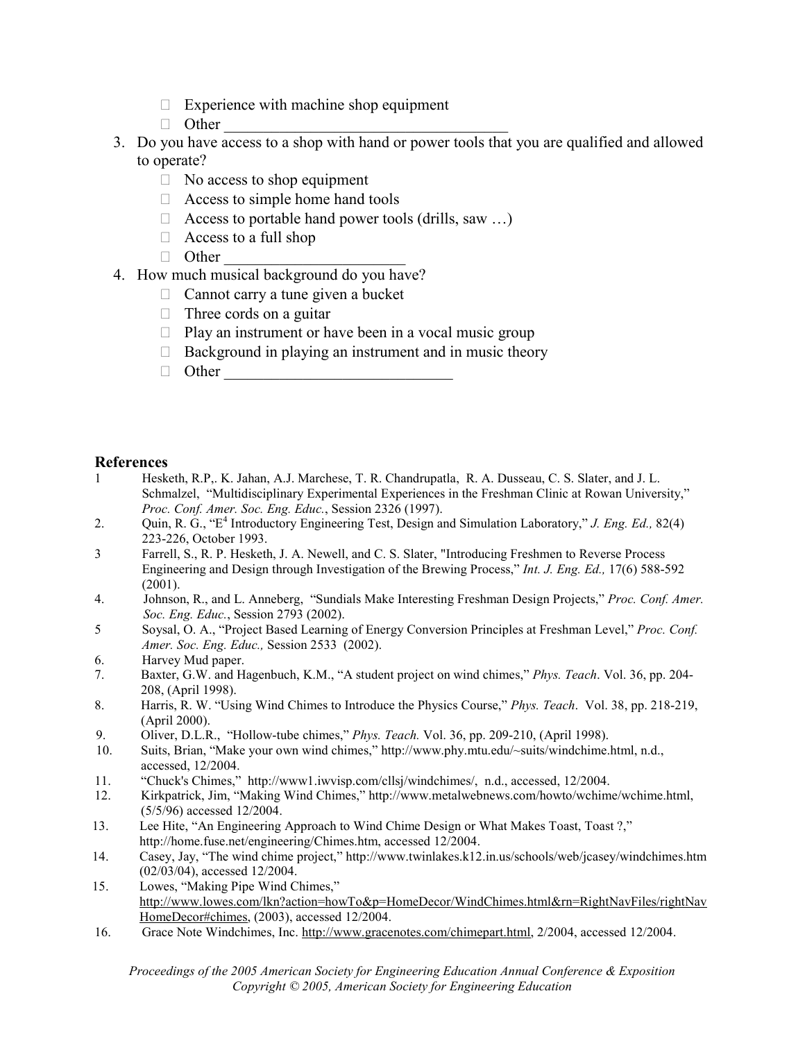- Experience with machine shop equipment
- Other ____________________________________

3. Do you have access to a shop with hand or power tools that you are qualified and allowed to operate?
   - No access to shop equipment
   - Access to simple home hand tools
   - Access to portable hand power tools (drills, saw …)
   - Access to a full shop
   - Other ______________________
4. How much musical background do you have?
   - Cannot carry a tune given a bucket
   - Three cords on a guitar
   - Play an instrument or have been in a vocal music group
   - Background in playing an instrument and in music theory
   - Other _____________________________

**References**

1. Hesketh, R.P,. K. Jahan, A.J. Marchese, T. R. Chandrupatla, R. A. Dusseau, C. S. Slater, and J. L. Schmalzel, "Multidisciplinary Experimental Experiences in the Freshman Clinic at Rowan University," *Proc. Conf. Amer. Soc. Eng. Educ.*, Session 2326 (1997).
2. Quin, R. G., "E[4] Introductory Engineering Test, Design and Simulation Laboratory," *J. Eng. Ed.,* 82(4) 223-226, October 1993.
3. Farrell, S., R. P. Hesketh, J. A. Newell, and C. S. Slater, "Introducing Freshmen to Reverse Process Engineering and Design through Investigation of the Brewing Process," *Int. J. Eng. Ed.,* 17(6) 588-592 (2001).
4. Johnson, R., and L. Anneberg, "Sundials Make Interesting Freshman Design Projects," *Proc. Conf. Amer. Soc. Eng. Educ.*, Session 2793 (2002).
5. Soysal, O. A., "Project Based Learning of Energy Conversion Principles at Freshman Level," *Proc. Conf. Amer. Soc. Eng. Educ.,* Session 2533 (2002).
6. Harvey Mud paper.
7. Baxter, G.W. and Hagenbuch, K.M., "A student project on wind chimes," *Phys. Teach*. Vol. 36, pp. 204-208, (April 1998).
8. Harris, R. W. "Using Wind Chimes to Introduce the Physics Course," *Phys. Teach*. Vol. 38, pp. 218-219, (April 2000).
9. Oliver, D.L.R., "Hollow-tube chimes," *Phys. Teach.* Vol. 36, pp. 209-210, (April 1998).
10. Suits, Brian, "Make your own wind chimes," http://www.phy.mtu.edu/~suits/windchime.html, n.d., accessed, 12/2004.
11. "Chuck's Chimes," http://www1.iwvisp.com/cllsj/windchimes/, n.d., accessed, 12/2004.
12. Kirkpatrick, Jim, "Making Wind Chimes," http://www.metalwebnews.com/howto/wchime/wchime.html, (5/5/96) accessed 12/2004.
13. Lee Hite, "An Engineering Approach to Wind Chime Design or What Makes Toast, Toast ?," http://home.fuse.net/engineering/Chimes.htm, accessed 12/2004.
14. Casey, Jay, "The wind chime project," http://www.twinlakes.k12.in.us/schools/web/jcasey/windchimes.htm (02/03/04), accessed 12/2004.
15. Lowes, "Making Pipe Wind Chimes," http://www.lowes.com/lkn?action=howTo&p=HomeDecor/WindChimes.html&rn=RightNavFiles/rightNavHomeDecor#chimes, (2003), accessed 12/2004.
16. Grace Note Windchimes, Inc. http://www.gracenotes.com/chimepart.html, 2/2004, accessed 12/2004.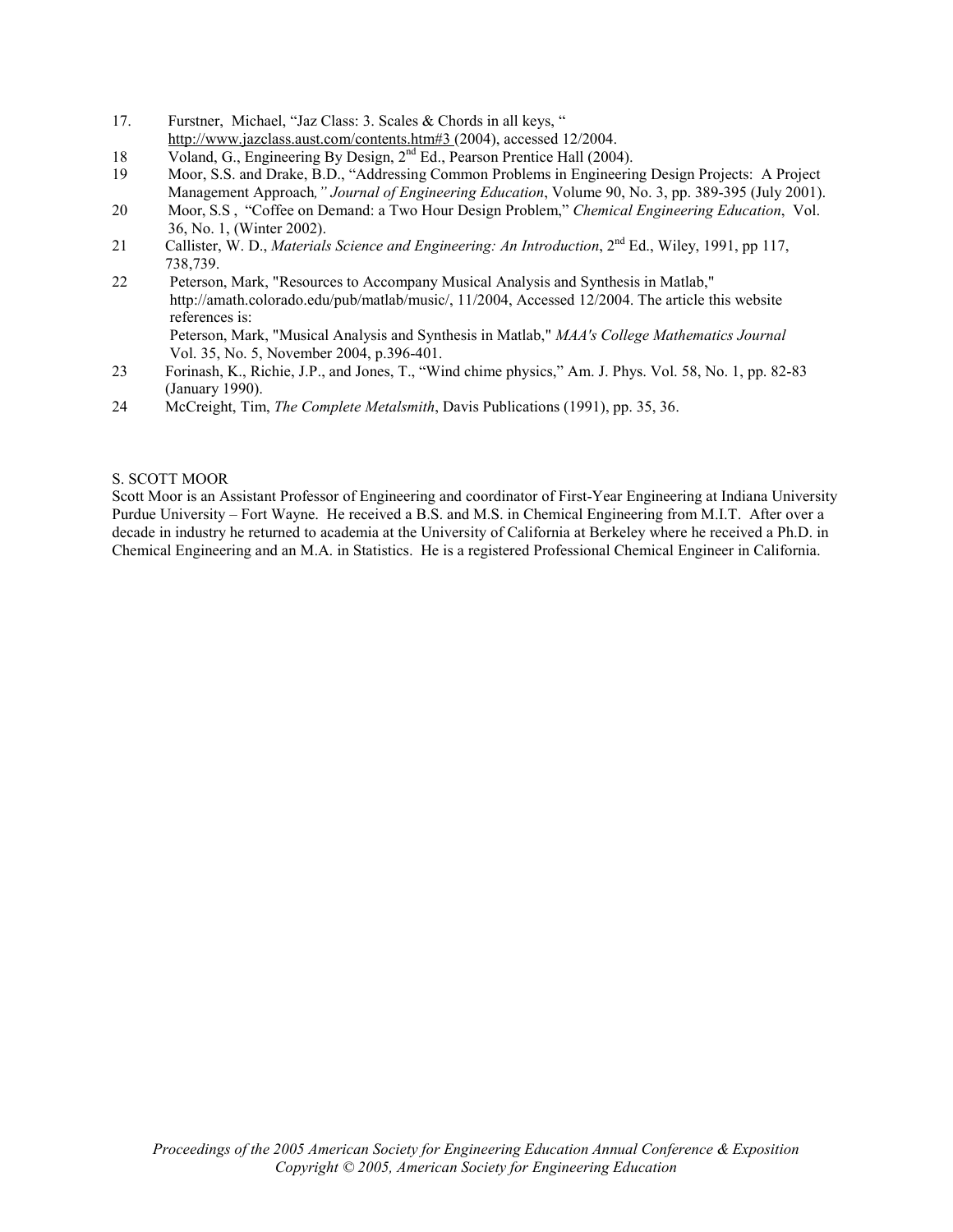17. Furstner, Michael, "Jaz Class: 3. Scales & Chords in all keys, " http://www.jazclass.aust.com/contents.htm#3 (2004), accessed 12/2004.
18 Voland, G., Engineering By Design, 2nd Ed., Pearson Prentice Hall (2004).
19 Moor, S.S. and Drake, B.D., "Addressing Common Problems in Engineering Design Projects: A Project Management Approach*," Journal of Engineering Education*, Volume 90, No. 3, pp. 389-395 (July 2001).
20 Moor, S.S , "Coffee on Demand: a Two Hour Design Problem," *Chemical Engineering Education*, Vol. 36, No. 1, (Winter 2002).
21 Callister, W. D., *Materials Science and Engineering: An Introduction*, 2nd Ed., Wiley, 1991, pp 117, 738,739.
22 Peterson, Mark, "Resources to Accompany Musical Analysis and Synthesis in Matlab," http://amath.colorado.edu/pub/matlab/music/, 11/2004, Accessed 12/2004. The article this website references is:
    Peterson, Mark, "Musical Analysis and Synthesis in Matlab," *MAA's College Mathematics Journal* Vol. 35, No. 5, November 2004, p.396-401.
23 Forinash, K., Richie, J.P., and Jones, T., "Wind chime physics," Am. J. Phys. Vol. 58, No. 1, pp. 82-83 (January 1990).
24 McCreight, Tim, *The Complete Metalsmith*, Davis Publications (1991), pp. 35, 36.

S. SCOTT MOOR

Scott Moor is an Assistant Professor of Engineering and coordinator of First-Year Engineering at Indiana University Purdue University – Fort Wayne. He received a B.S. and M.S. in Chemical Engineering from M.I.T. After over a decade in industry he returned to academia at the University of California at Berkeley where he received a Ph.D. in Chemical Engineering and an M.A. in Statistics. He is a registered Professional Chemical Engineer in California.